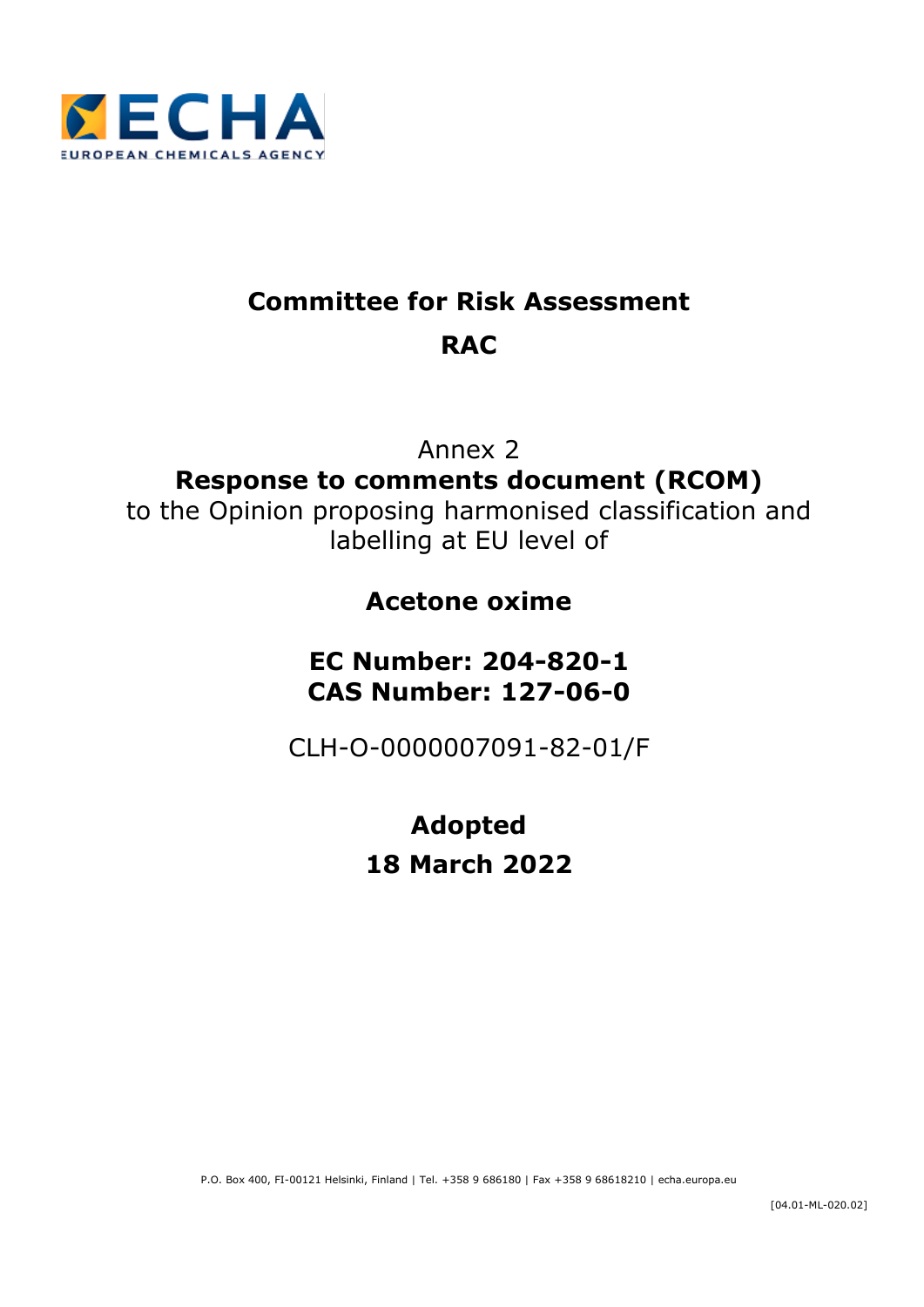# Committee for Risk Assessment

# RAC

Annex 2

**Response to comments document (RCOM)**

to the Opinion proposing harmonised classification and labelling at EU level of

## Acetone oxime

## EC Number: 204-820-1
## CAS Number: 127-06-0

CLH-O-0000007091-82-01/F

## Adopted
## 18 March 2022

P.O. Box 400, FI-00121 Helsinki, Finland | Tel. +358 9 686180 | Fax +358 9 68618210 | echa.europa.eu

[04.01-ML-020.02]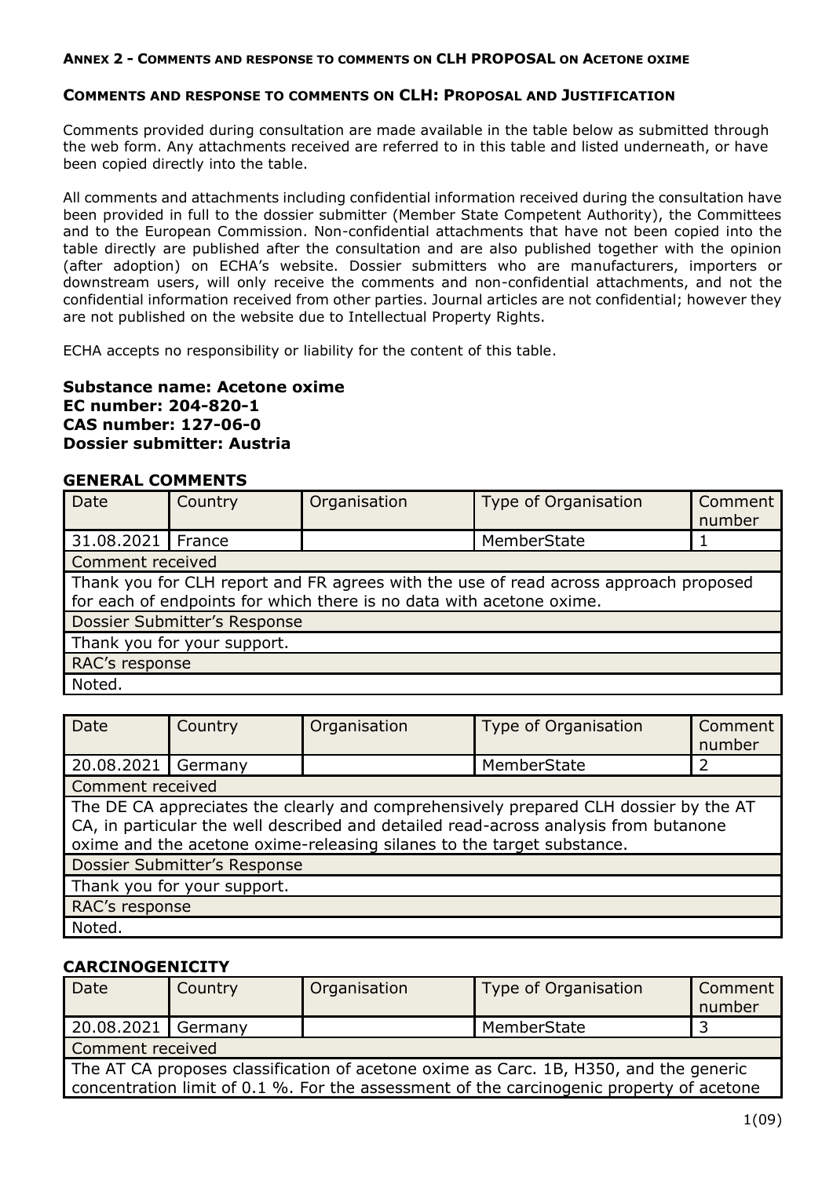**ANNEX 2 - COMMENTS AND RESPONSE TO COMMENTS ON CLH PROPOSAL ON ACETONE OXIME**

**COMMENTS AND RESPONSE TO COMMENTS ON CLH: PROPOSAL AND JUSTIFICATION**

Comments provided during consultation are made available in the table below as submitted through the web form. Any attachments received are referred to in this table and listed underneath, or have been copied directly into the table.

All comments and attachments including confidential information received during the consultation have been provided in full to the dossier submitter (Member State Competent Authority), the Committees and to the European Commission. Non-confidential attachments that have not been copied into the table directly are published after the consultation and are also published together with the opinion (after adoption) on ECHA's website. Dossier submitters who are manufacturers, importers or downstream users, will only receive the comments and non-confidential attachments, and not the confidential information received from other parties. Journal articles are not confidential; however they are not published on the website due to Intellectual Property Rights.

ECHA accepts no responsibility or liability for the content of this table.

**Substance name: Acetone oxime**
**EC number: 204-820-1**
**CAS number: 127-06-0**
**Dossier submitter: Austria**

### GENERAL COMMENTS

| Date | Country | Organisation | Type of Organisation | Comment number |
|---|---|---|---|---|
| 31.08.2021 | France | | MemberState | 1 |
| Comment received | | | | |
| Thank you for CLH report and FR agrees with the use of read across approach proposed for each of endpoints for which there is no data with acetone oxime. | | | | |
| Dossier Submitter's Response | | | | |
| Thank you for your support. | | | | |
| RAC's response | | | | |
| Noted. | | | | |

| Date | Country | Organisation | Type of Organisation | Comment number |
|---|---|---|---|---|
| 20.08.2021 | Germany | | MemberState | 2 |
| Comment received | | | | |
| The DE CA appreciates the clearly and comprehensively prepared CLH dossier by the AT CA, in particular the well described and detailed read-across analysis from butanone oxime and the acetone oxime-releasing silanes to the target substance. | | | | |
| Dossier Submitter's Response | | | | |
| Thank you for your support. | | | | |
| RAC's response | | | | |
| Noted. | | | | |

### CARCINOGENICITY

| Date | Country | Organisation | Type of Organisation | Comment number |
|---|---|---|---|---|
| 20.08.2021 | Germany | | MemberState | 3 |
| Comment received | | | | |
| The AT CA proposes classification of acetone oxime as Carc. 1B, H350, and the generic concentration limit of 0.1 %. For the assessment of the carcinogenic property of acetone | | | | |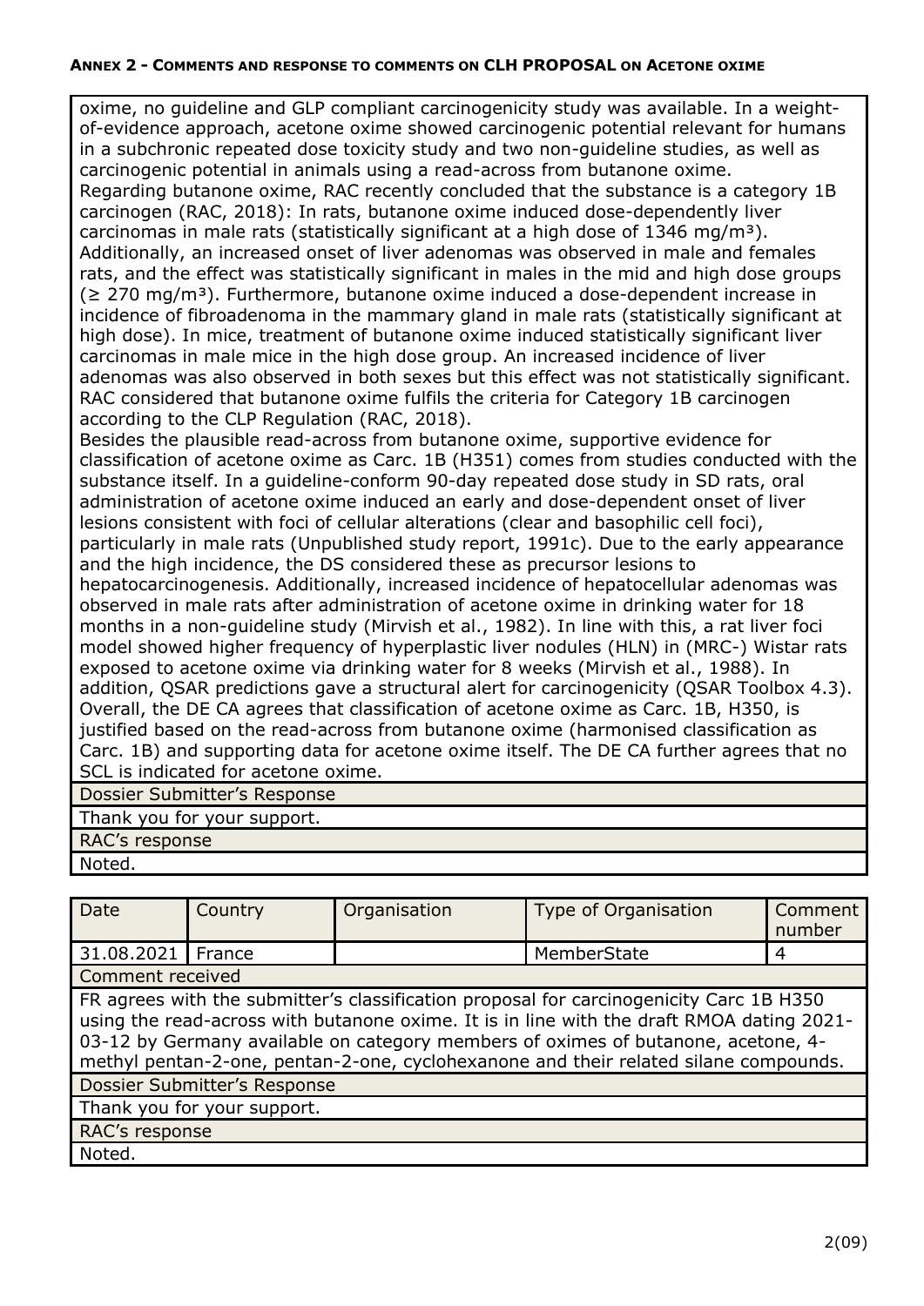oxime, no guideline and GLP compliant carcinogenicity study was available. In a weight-of-evidence approach, acetone oxime showed carcinogenic potential relevant for humans in a subchronic repeated dose toxicity study and two non-guideline studies, as well as carcinogenic potential in animals using a read-across from butanone oxime.
Regarding butanone oxime, RAC recently concluded that the substance is a category 1B carcinogen (RAC, 2018): In rats, butanone oxime induced dose-dependently liver carcinomas in male rats (statistically significant at a high dose of 1346 mg/m³). Additionally, an increased onset of liver adenomas was observed in male and females rats, and the effect was statistically significant in males in the mid and high dose groups (≥ 270 mg/m³). Furthermore, butanone oxime induced a dose-dependent increase in incidence of fibroadenoma in the mammary gland in male rats (statistically significant at high dose). In mice, treatment of butanone oxime induced statistically significant liver carcinomas in male mice in the high dose group. An increased incidence of liver adenomas was also observed in both sexes but this effect was not statistically significant. RAC considered that butanone oxime fulfils the criteria for Category 1B carcinogen according to the CLP Regulation (RAC, 2018).
Besides the plausible read-across from butanone oxime, supportive evidence for classification of acetone oxime as Carc. 1B (H351) comes from studies conducted with the substance itself. In a guideline-conform 90-day repeated dose study in SD rats, oral administration of acetone oxime induced an early and dose-dependent onset of liver lesions consistent with foci of cellular alterations (clear and basophilic cell foci), particularly in male rats (Unpublished study report, 1991c). Due to the early appearance and the high incidence, the DS considered these as precursor lesions to hepatocarcinogenesis. Additionally, increased incidence of hepatocellular adenomas was observed in male rats after administration of acetone oxime in drinking water for 18 months in a non-guideline study (Mirvish et al., 1982). In line with this, a rat liver foci model showed higher frequency of hyperplastic liver nodules (HLN) in (MRC-) Wistar rats exposed to acetone oxime via drinking water for 8 weeks (Mirvish et al., 1988). In addition, QSAR predictions gave a structural alert for carcinogenicity (QSAR Toolbox 4.3).
Overall, the DE CA agrees that classification of acetone oxime as Carc. 1B, H350, is justified based on the read-across from butanone oxime (harmonised classification as Carc. 1B) and supporting data for acetone oxime itself. The DE CA further agrees that no SCL is indicated for acetone oxime.

Dossier Submitter's Response

Thank you for your support.

RAC's response

Noted.

| Date | Country | Organisation | Type of Organisation | Comment number |
|---|---|---|---|---|
| 31.08.2021 | France | | MemberState | 4 |

Comment received

FR agrees with the submitter's classification proposal for carcinogenicity Carc 1B H350 using the read-across with butanone oxime. It is in line with the draft RMOA dating 2021-03-12 by Germany available on category members of oximes of butanone, acetone, 4-methyl pentan-2-one, pentan-2-one, cyclohexanone and their related silane compounds.

Dossier Submitter's Response

Thank you for your support.

RAC's response

Noted.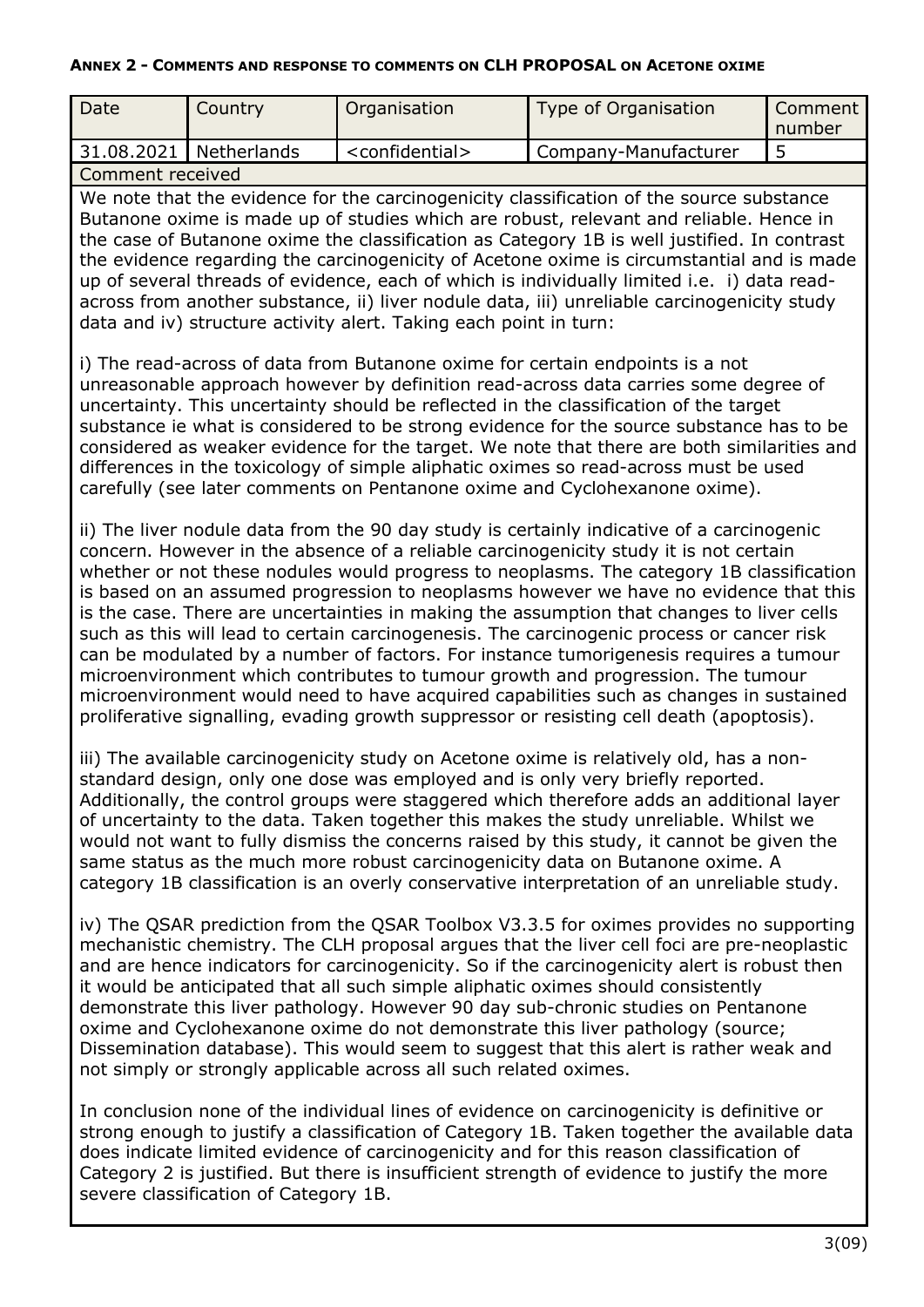**ANNEX 2 - COMMENTS AND RESPONSE TO COMMENTS ON CLH PROPOSAL ON ACETONE OXIME**

| Date | Country | Organisation | Type of Organisation | Comment number |
|---|---|---|---|---|
| 31.08.2021 | Netherlands | <confidential> | Company-Manufacturer | 5 |

**Comment received**

We note that the evidence for the carcinogenicity classification of the source substance Butanone oxime is made up of studies which are robust, relevant and reliable. Hence in the case of Butanone oxime the classification as Category 1B is well justified. In contrast the evidence regarding the carcinogenicity of Acetone oxime is circumstantial and is made up of several threads of evidence, each of which is individually limited i.e. i) data read-across from another substance, ii) liver nodule data, iii) unreliable carcinogenicity study data and iv) structure activity alert. Taking each point in turn:

i) The read-across of data from Butanone oxime for certain endpoints is a not unreasonable approach however by definition read-across data carries some degree of uncertainty. This uncertainty should be reflected in the classification of the target substance ie what is considered to be strong evidence for the source substance has to be considered as weaker evidence for the target. We note that there are both similarities and differences in the toxicology of simple aliphatic oximes so read-across must be used carefully (see later comments on Pentanone oxime and Cyclohexanone oxime).

ii) The liver nodule data from the 90 day study is certainly indicative of a carcinogenic concern. However in the absence of a reliable carcinogenicity study it is not certain whether or not these nodules would progress to neoplasms. The category 1B classification is based on an assumed progression to neoplasms however we have no evidence that this is the case. There are uncertainties in making the assumption that changes to liver cells such as this will lead to certain carcinogenesis. The carcinogenic process or cancer risk can be modulated by a number of factors. For instance tumorigenesis requires a tumour microenvironment which contributes to tumour growth and progression. The tumour microenvironment would need to have acquired capabilities such as changes in sustained proliferative signalling, evading growth suppressor or resisting cell death (apoptosis).

iii) The available carcinogenicity study on Acetone oxime is relatively old, has a non-standard design, only one dose was employed and is only very briefly reported. Additionally, the control groups were staggered which therefore adds an additional layer of uncertainty to the data. Taken together this makes the study unreliable. Whilst we would not want to fully dismiss the concerns raised by this study, it cannot be given the same status as the much more robust carcinogenicity data on Butanone oxime. A category 1B classification is an overly conservative interpretation of an unreliable study.

iv) The QSAR prediction from the QSAR Toolbox V3.3.5 for oximes provides no supporting mechanistic chemistry. The CLH proposal argues that the liver cell foci are pre-neoplastic and are hence indicators for carcinogenicity. So if the carcinogenicity alert is robust then it would be anticipated that all such simple aliphatic oximes should consistently demonstrate this liver pathology. However 90 day sub-chronic studies on Pentanone oxime and Cyclohexanone oxime do not demonstrate this liver pathology (source; Dissemination database). This would seem to suggest that this alert is rather weak and not simply or strongly applicable across all such related oximes.

In conclusion none of the individual lines of evidence on carcinogenicity is definitive or strong enough to justify a classification of Category 1B. Taken together the available data does indicate limited evidence of carcinogenicity and for this reason classification of Category 2 is justified. But there is insufficient strength of evidence to justify the more severe classification of Category 1B.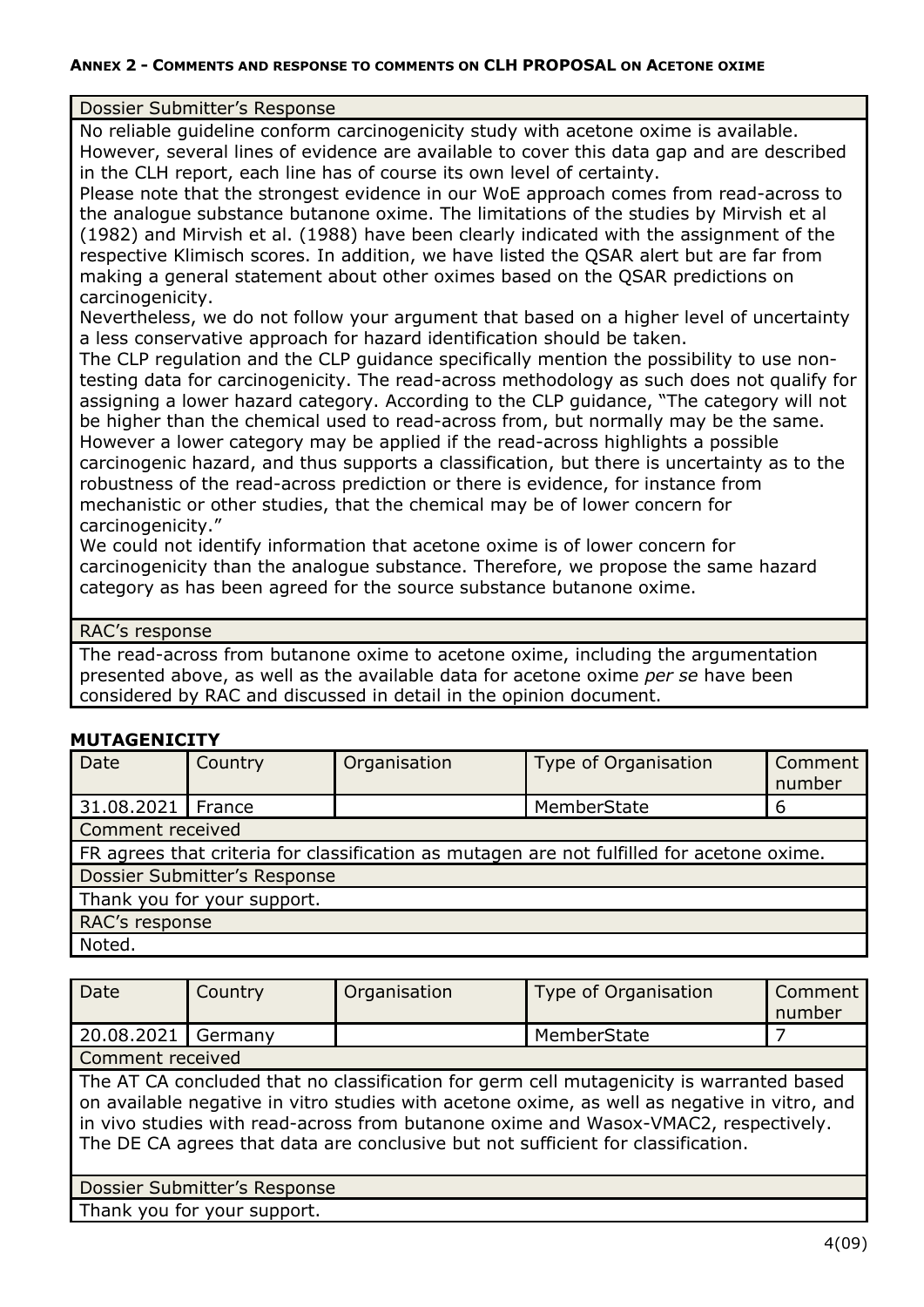**ANNEX 2 - COMMENTS AND RESPONSE TO COMMENTS ON CLH PROPOSAL ON ACETONE OXIME**

| Dossier Submitter's Response |
|---|
| No reliable guideline conform carcinogenicity study with acetone oxime is available. However, several lines of evidence are available to cover this data gap and are described in the CLH report, each line has of course its own level of certainty.<br>Please note that the strongest evidence in our WoE approach comes from read-across to the analogue substance butanone oxime. The limitations of the studies by Mirvish et al (1982) and Mirvish et al. (1988) have been clearly indicated with the assignment of the respective Klimisch scores. In addition, we have listed the QSAR alert but are far from making a general statement about other oximes based on the QSAR predictions on carcinogenicity.<br>Nevertheless, we do not follow your argument that based on a higher level of uncertainty a less conservative approach for hazard identification should be taken.<br>The CLP regulation and the CLP guidance specifically mention the possibility to use non-testing data for carcinogenicity. The read-across methodology as such does not qualify for assigning a lower hazard category. According to the CLP guidance, "The category will not be higher than the chemical used to read-across from, but normally may be the same. However a lower category may be applied if the read-across highlights a possible carcinogenic hazard, and thus supports a classification, but there is uncertainty as to the robustness of the read-across prediction or there is evidence, for instance from mechanistic or other studies, that the chemical may be of lower concern for carcinogenicity."<br>We could not identify information that acetone oxime is of lower concern for carcinogenicity than the analogue substance. Therefore, we propose the same hazard category as has been agreed for the source substance butanone oxime. |
| RAC's response |
| The read-across from butanone oxime to acetone oxime, including the argumentation presented above, as well as the available data for acetone oxime *per se* have been considered by RAC and discussed in detail in the opinion document. |

### MUTAGENICITY

| Date | Country | Organisation | Type of Organisation | Comment number |
|---|---|---|---|---|
| 31.08.2021 | France | | MemberState | 6 |
| Comment received | | | | |
| FR agrees that criteria for classification as mutagen are not fulfilled for acetone oxime. | | | | |
| Dossier Submitter's Response | | | | |
| Thank you for your support. | | | | |
| RAC's response | | | | |
| Noted. | | | | |

| Date | Country | Organisation | Type of Organisation | Comment number |
|---|---|---|---|---|
| 20.08.2021 | Germany | | MemberState | 7 |
| Comment received | | | | |
| The AT CA concluded that no classification for germ cell mutagenicity is warranted based on available negative in vitro studies with acetone oxime, as well as negative in vitro, and in vivo studies with read-across from butanone oxime and Wasox-VMAC2, respectively. The DE CA agrees that data are conclusive but not sufficient for classification. | | | | |
| Dossier Submitter's Response | | | | |
| Thank you for your support. | | | | |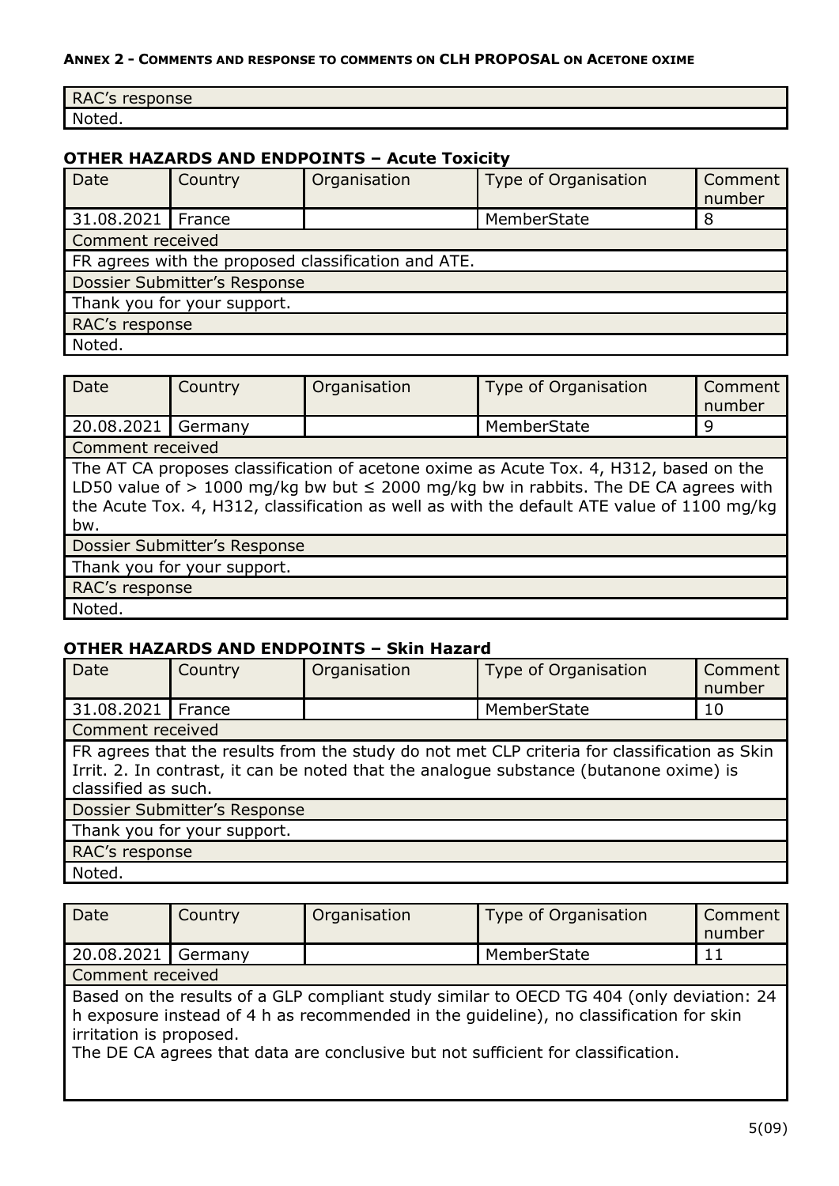| RAC's response |
|---|
| Noted. |

### OTHER HAZARDS AND ENDPOINTS – Acute Toxicity

| Date | Country | Organisation | Type of Organisation | Comment number |
|---|---|---|---|---|
| 31.08.2021 | France | | MemberState | 8 |
| Comment received | | | | |
| FR agrees with the proposed classification and ATE. | | | | |
| Dossier Submitter's Response | | | | |
| Thank you for your support. | | | | |
| RAC's response | | | | |
| Noted. | | | | |

| Date | Country | Organisation | Type of Organisation | Comment number |
|---|---|---|---|---|
| 20.08.2021 | Germany | | MemberState | 9 |
| Comment received | | | | |
| The AT CA proposes classification of acetone oxime as Acute Tox. 4, H312, based on the LD50 value of > 1000 mg/kg bw but ≤ 2000 mg/kg bw in rabbits. The DE CA agrees with the Acute Tox. 4, H312, classification as well as with the default ATE value of 1100 mg/kg bw. | | | | |
| Dossier Submitter's Response | | | | |
| Thank you for your support. | | | | |
| RAC's response | | | | |
| Noted. | | | | |

### OTHER HAZARDS AND ENDPOINTS – Skin Hazard

| Date | Country | Organisation | Type of Organisation | Comment number |
|---|---|---|---|---|
| 31.08.2021 | France | | MemberState | 10 |
| Comment received | | | | |
| FR agrees that the results from the study do not met CLP criteria for classification as Skin Irrit. 2. In contrast, it can be noted that the analogue substance (butanone oxime) is classified as such. | | | | |
| Dossier Submitter's Response | | | | |
| Thank you for your support. | | | | |
| RAC's response | | | | |
| Noted. | | | | |

| Date | Country | Organisation | Type of Organisation | Comment number |
|---|---|---|---|---|
| 20.08.2021 | Germany | | MemberState | 11 |
| Comment received | | | | |
| Based on the results of a GLP compliant study similar to OECD TG 404 (only deviation: 24 h exposure instead of 4 h as recommended in the guideline), no classification for skin irritation is proposed. The DE CA agrees that data are conclusive but not sufficient for classification. | | | | |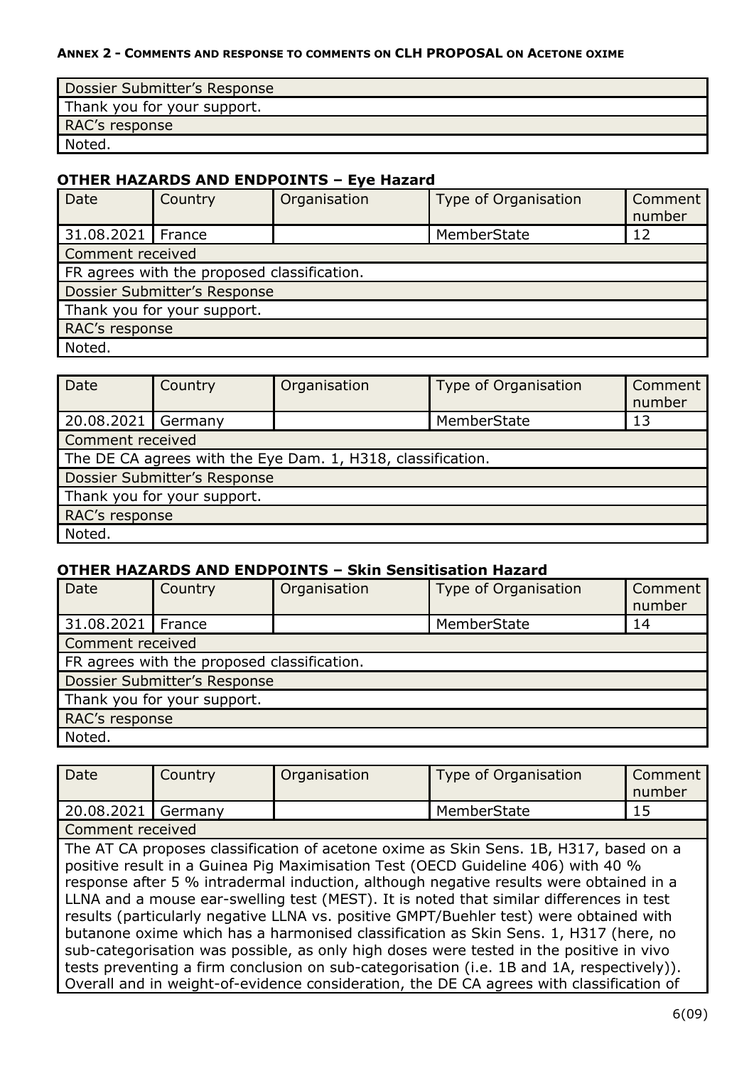**ANNEX 2 - COMMENTS AND RESPONSE TO COMMENTS ON CLH PROPOSAL ON ACETONE OXIME**

| Dossier Submitter's Response |
|---|
| Thank you for your support. |
| RAC's response |
| Noted. |

### OTHER HAZARDS AND ENDPOINTS – Eye Hazard

| Date | Country | Organisation | Type of Organisation | Comment number |
|---|---|---|---|---|
| 31.08.2021 | France | | MemberState | 12 |
| Comment received | | | | |
| FR agrees with the proposed classification. | | | | |
| Dossier Submitter's Response | | | | |
| Thank you for your support. | | | | |
| RAC's response | | | | |
| Noted. | | | | |

| Date | Country | Organisation | Type of Organisation | Comment number |
|---|---|---|---|---|
| 20.08.2021 | Germany | | MemberState | 13 |
| Comment received | | | | |
| The DE CA agrees with the Eye Dam. 1, H318, classification. | | | | |
| Dossier Submitter's Response | | | | |
| Thank you for your support. | | | | |
| RAC's response | | | | |
| Noted. | | | | |

### OTHER HAZARDS AND ENDPOINTS – Skin Sensitisation Hazard

| Date | Country | Organisation | Type of Organisation | Comment number |
|---|---|---|---|---|
| 31.08.2021 | France | | MemberState | 14 |
| Comment received | | | | |
| FR agrees with the proposed classification. | | | | |
| Dossier Submitter's Response | | | | |
| Thank you for your support. | | | | |
| RAC's response | | | | |
| Noted. | | | | |

| Date | Country | Organisation | Type of Organisation | Comment number |
|---|---|---|---|---|
| 20.08.2021 | Germany | | MemberState | 15 |
| Comment received | | | | |
| The AT CA proposes classification of acetone oxime as Skin Sens. 1B, H317, based on a positive result in a Guinea Pig Maximisation Test (OECD Guideline 406) with 40 % response after 5 % intradermal induction, although negative results were obtained in a LLNA and a mouse ear-swelling test (MEST). It is noted that similar differences in test results (particularly negative LLNA vs. positive GMPT/Buehler test) were obtained with butanone oxime which has a harmonised classification as Skin Sens. 1, H317 (here, no sub-categorisation was possible, as only high doses were tested in the positive in vivo tests preventing a firm conclusion on sub-categorisation (i.e. 1B and 1A, respectively)). Overall and in weight-of-evidence consideration, the DE CA agrees with classification of | | | | |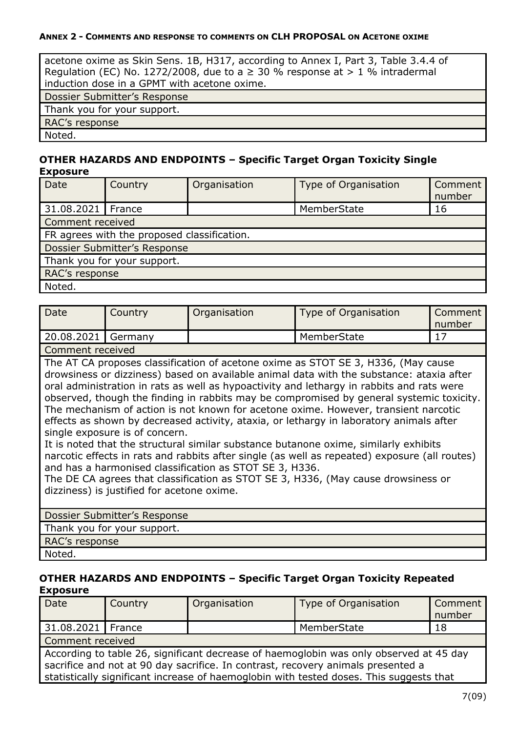| acetone oxime as Skin Sens. 1B, H317, according to Annex I, Part 3, Table 3.4.4 of Regulation (EC) No. 1272/2008, due to a ≥ 30 % response at > 1 % intradermal induction dose in a GPMT with acetone oxime. |
|---|
| Dossier Submitter's Response |
| Thank you for your support. |
| RAC's response |
| Noted. |

### OTHER HAZARDS AND ENDPOINTS – Specific Target Organ Toxicity Single Exposure

| Date | Country | Organisation | Type of Organisation | Comment number |
|---|---|---|---|---|
| 31.08.2021 | France | | MemberState | 16 |
| Comment received | | | | |
| FR agrees with the proposed classification. | | | | |
| Dossier Submitter's Response | | | | |
| Thank you for your support. | | | | |
| RAC's response | | | | |
| Noted. | | | | |

| Date | Country | Organisation | Type of Organisation | Comment number |
|---|---|---|---|---|
| 20.08.2021 | Germany | | MemberState | 17 |
| Comment received | | | | |
| The AT CA proposes classification of acetone oxime as STOT SE 3, H336, (May cause drowsiness or dizziness) based on available animal data with the substance: ataxia after oral administration in rats as well as hypoactivity and lethargy in rabbits and rats were observed, though the finding in rabbits may be compromised by general systemic toxicity. The mechanism of action is not known for acetone oxime. However, transient narcotic effects as shown by decreased activity, ataxia, or lethargy in laboratory animals after single exposure is of concern.<br>It is noted that the structural similar substance butanone oxime, similarly exhibits narcotic effects in rats and rabbits after single (as well as repeated) exposure (all routes) and has a harmonised classification as STOT SE 3, H336.<br>The DE CA agrees that classification as STOT SE 3, H336, (May cause drowsiness or dizziness) is justified for acetone oxime. | | | | |
| Dossier Submitter's Response | | | | |
| Thank you for your support. | | | | |
| RAC's response | | | | |
| Noted. | | | | |

### OTHER HAZARDS AND ENDPOINTS – Specific Target Organ Toxicity Repeated Exposure

| Date | Country | Organisation | Type of Organisation | Comment number |
|---|---|---|---|---|
| 31.08.2021 | France | | MemberState | 18 |
| Comment received | | | | |
| According to table 26, significant decrease of haemoglobin was only observed at 45 day sacrifice and not at 90 day sacrifice. In contrast, recovery animals presented a statistically significant increase of haemoglobin with tested doses. This suggests that | | | | |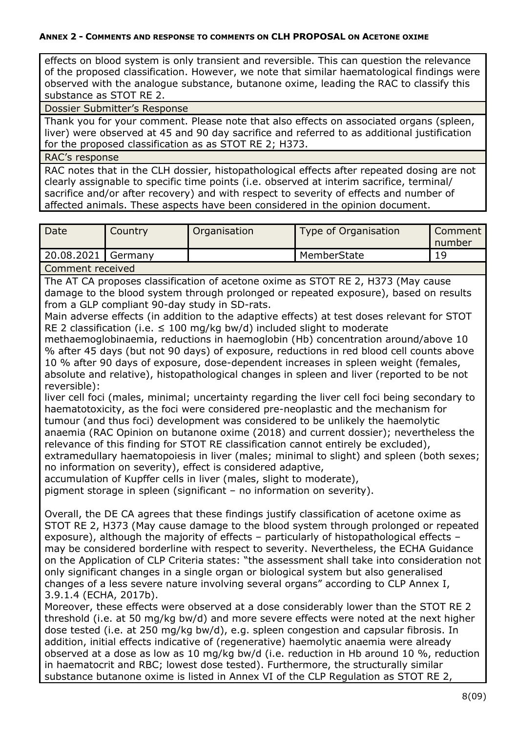effects on blood system is only transient and reversible. This can question the relevance of the proposed classification. However, we note that similar haematological findings were observed with the analogue substance, butanone oxime, leading the RAC to classify this substance as STOT RE 2.

Dossier Submitter's Response

Thank you for your comment. Please note that also effects on associated organs (spleen, liver) were observed at 45 and 90 day sacrifice and referred to as additional justification for the proposed classification as as STOT RE 2; H373.

RAC's response

RAC notes that in the CLH dossier, histopathological effects after repeated dosing are not clearly assignable to specific time points (i.e. observed at interim sacrifice, terminal/ sacrifice and/or after recovery) and with respect to severity of effects and number of affected animals. These aspects have been considered in the opinion document.

| Date | Country | Organisation | Type of Organisation | Comment number |
|---|---|---|---|---|
| 20.08.2021 | Germany | | MemberState | 19 |

Comment received

The AT CA proposes classification of acetone oxime as STOT RE 2, H373 (May cause damage to the blood system through prolonged or repeated exposure), based on results from a GLP compliant 90-day study in SD-rats.

Main adverse effects (in addition to the adaptive effects) at test doses relevant for STOT RE 2 classification (i.e. ≤ 100 mg/kg bw/d) included slight to moderate methaemoglobinaemia, reductions in haemoglobin (Hb) concentration around/above 10 % after 45 days (but not 90 days) of exposure, reductions in red blood cell counts above 10 % after 90 days of exposure, dose-dependent increases in spleen weight (females, absolute and relative), histopathological changes in spleen and liver (reported to be not reversible):

liver cell foci (males, minimal; uncertainty regarding the liver cell foci being secondary to haematotoxicity, as the foci were considered pre-neoplastic and the mechanism for tumour (and thus foci) development was considered to be unlikely the haemolytic anaemia (RAC Opinion on butanone oxime (2018) and current dossier); nevertheless the relevance of this finding for STOT RE classification cannot entirely be excluded),

extramedullary haematopoiesis in liver (males; minimal to slight) and spleen (both sexes; no information on severity), effect is considered adaptive,

accumulation of Kupffer cells in liver (males, slight to moderate),

pigment storage in spleen (significant – no information on severity).

Overall, the DE CA agrees that these findings justify classification of acetone oxime as STOT RE 2, H373 (May cause damage to the blood system through prolonged or repeated exposure), although the majority of effects – particularly of histopathological effects – may be considered borderline with respect to severity. Nevertheless, the ECHA Guidance on the Application of CLP Criteria states: "the assessment shall take into consideration not only significant changes in a single organ or biological system but also generalised changes of a less severe nature involving several organs" according to CLP Annex I, 3.9.1.4 (ECHA, 2017b).

Moreover, these effects were observed at a dose considerably lower than the STOT RE 2 threshold (i.e. at 50 mg/kg bw/d) and more severe effects were noted at the next higher dose tested (i.e. at 250 mg/kg bw/d), e.g. spleen congestion and capsular fibrosis. In addition, initial effects indicative of (regenerative) haemolytic anaemia were already observed at a dose as low as 10 mg/kg bw/d (i.e. reduction in Hb around 10 %, reduction in haematocrit and RBC; lowest dose tested). Furthermore, the structurally similar substance butanone oxime is listed in Annex VI of the CLP Regulation as STOT RE 2,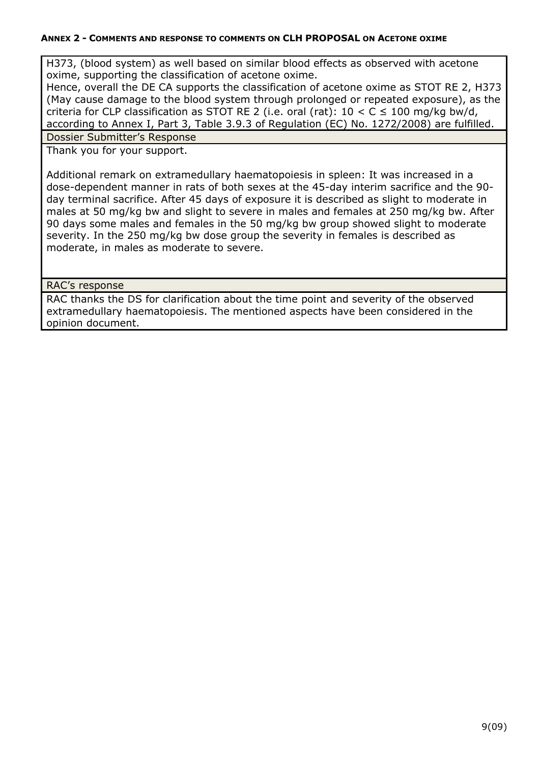H373, (blood system) as well based on similar blood effects as observed with acetone oxime, supporting the classification of acetone oxime.

Hence, overall the DE CA supports the classification of acetone oxime as STOT RE 2, H373 (May cause damage to the blood system through prolonged or repeated exposure), as the criteria for CLP classification as STOT RE 2 (i.e. oral (rat): $10 < C \leq 100$ mg/kg bw/d, according to Annex I, Part 3, Table 3.9.3 of Regulation (EC) No. 1272/2008) are fulfilled.

Dossier Submitter's Response

Thank you for your support.

Additional remark on extramedullary haematopoiesis in spleen: It was increased in a dose-dependent manner in rats of both sexes at the 45-day interim sacrifice and the 90-day terminal sacrifice. After 45 days of exposure it is described as slight to moderate in males at 50 mg/kg bw and slight to severe in males and females at 250 mg/kg bw. After 90 days some males and females in the 50 mg/kg bw group showed slight to moderate severity. In the 250 mg/kg bw dose group the severity in females is described as moderate, in males as moderate to severe.

RAC's response

RAC thanks the DS for clarification about the time point and severity of the observed extramedullary haematopoiesis. The mentioned aspects have been considered in the opinion document.